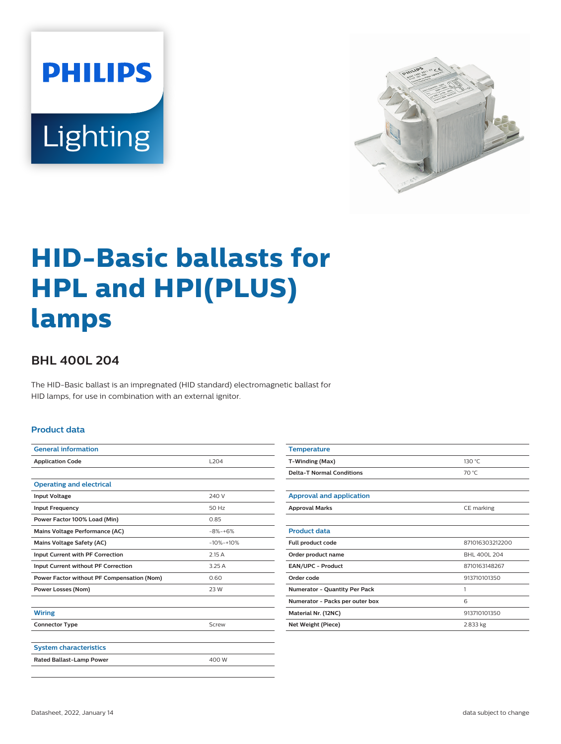# HID-Basic ballasts for HPL and HPI(PLUS) lamps

## BHL 400L 204

The HID-Basic ballast is an impregnated (HID standard) electromagnetic ballast for HID lamps, for use in combination with an external ignitor.

### Product data

| General information | |
|---|---|
| Application Code | L204 |

| Operating and electrical | |
|---|---|
| Input Voltage | 240 V |
| Input Frequency | 50 Hz |
| Power Factor 100% Load (Min) | 0.85 |
| Mains Voltage Performance (AC) | -8%-+6% |
| Mains Voltage Safety (AC) | -10%-+10% |
| Input Current with PF Correction | 2.15 A |
| Input Current without PF Correction | 3.25 A |
| Power Factor without PF Compensation (Nom) | 0.60 |
| Power Losses (Nom) | 23 W |

| Wiring | |
|---|---|
| Connector Type | Screw |

| System characteristics | |
|---|---|
| Rated Ballast-Lamp Power | 400 W |

| Temperature | |
|---|---|
| T-Winding (Max) | 130 °C |
| Delta-T Normal Conditions | 70 °C |

| Approval and application | |
|---|---|
| Approval Marks | CE marking |

| Product data | |
|---|---|
| Full product code | 871016303212200 |
| Order product name | BHL 400L 204 |
| EAN/UPC - Product | 8710163148267 |
| Order code | 913710101350 |
| Numerator - Quantity Per Pack | 1 |
| Numerator - Packs per outer box | 6 |
| Material Nr. (12NC) | 913710101350 |
| Net Weight (Piece) | 2.833 kg |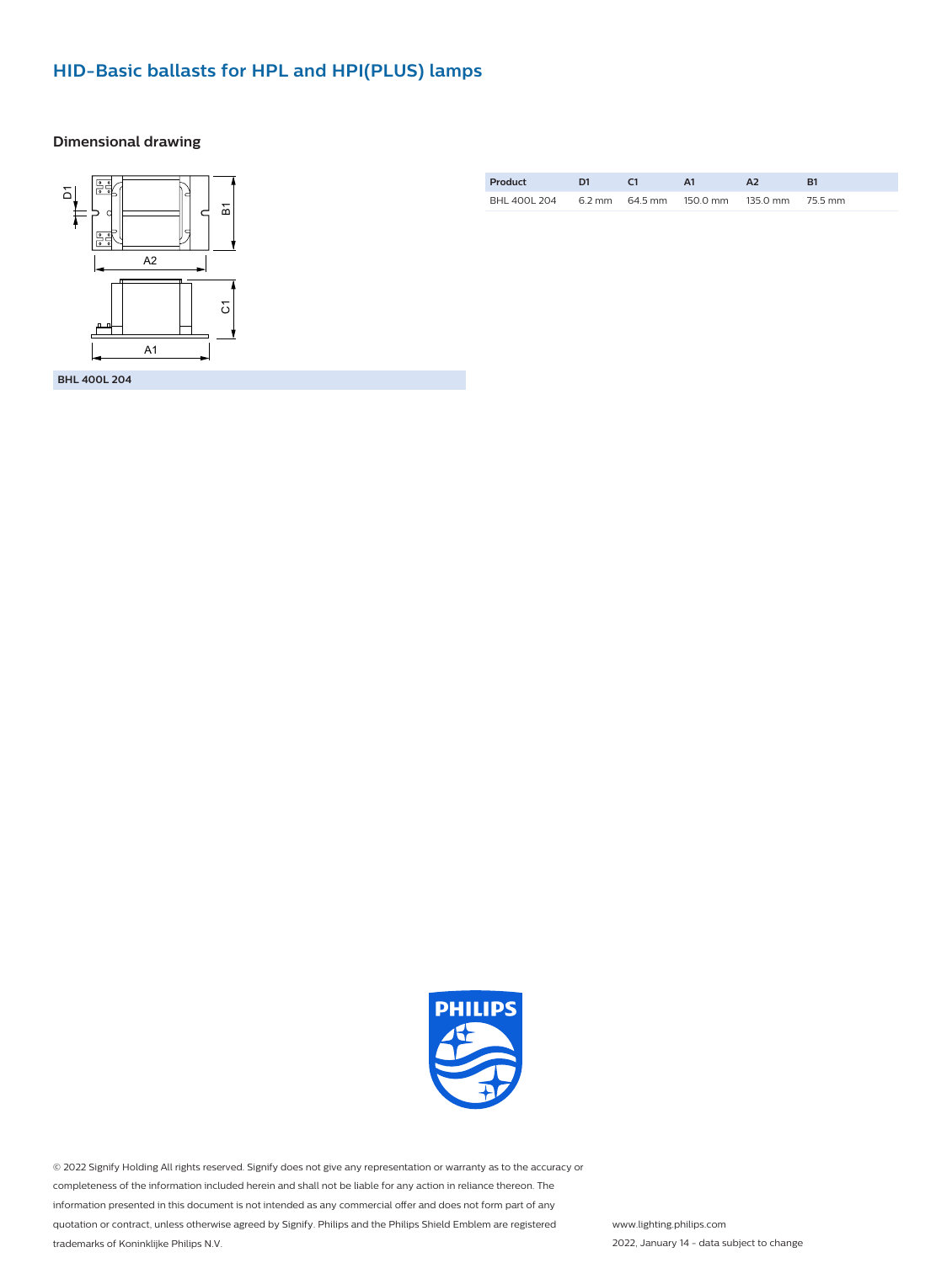# HID-Basic ballasts for HPL and HPI(PLUS) lamps

## Dimensional drawing

D1
B1
A2
C1
A1

**BHL 400L 204**

| Product | D1 | C1 | A1 | A2 | B1 |
|---|---|---|---|---|---|
| BHL 400L 204 | 6.2 mm | 64.5 mm | 150.0 mm | 135.0 mm | 75.5 mm |

© 2022 Signify Holding All rights reserved. Signify does not give any representation or warranty as to the accuracy or completeness of the information included herein and shall not be liable for any action in reliance thereon. The information presented in this document is not intended as any commercial offer and does not form part of any quotation or contract, unless otherwise agreed by Signify. Philips and the Philips Shield Emblem are registered trademarks of Koninklijke Philips N.V.

www.lighting.philips.com

2022, January 14 - data subject to change